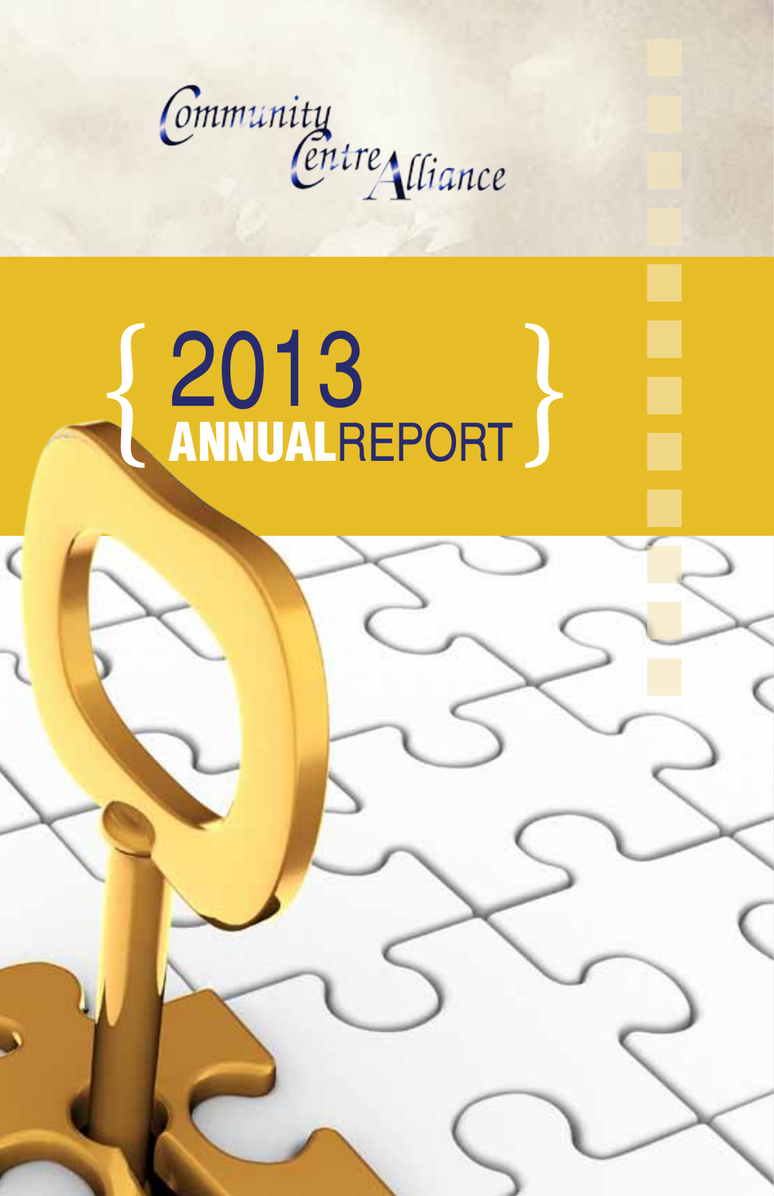Community Centre Alliance

# { 2013 **ANNUAL**REPORT }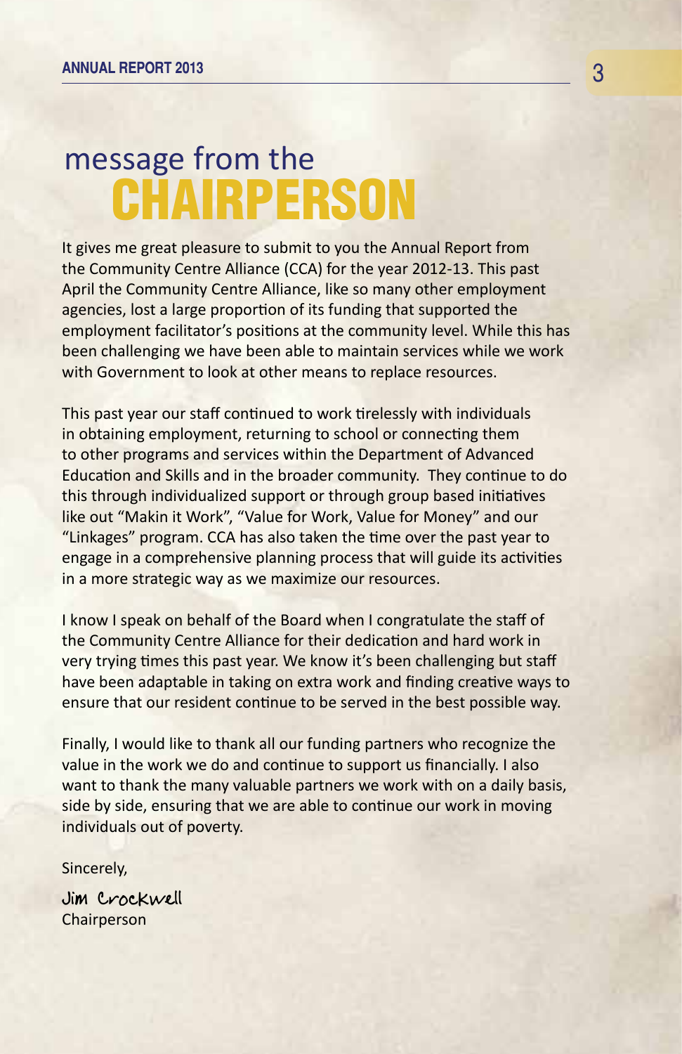# message from the CHAIRPERSON

It gives me great pleasure to submit to you the Annual Report from the Community Centre Alliance (CCA) for the year 2012-13. This past April the Community Centre Alliance, like so many other employment agencies, lost a large proportion of its funding that supported the employment facilitator's positions at the community level. While this has been challenging we have been able to maintain services while we work with Government to look at other means to replace resources.

This past year our staff continued to work tirelessly with individuals in obtaining employment, returning to school or connecting them to other programs and services within the Department of Advanced Education and Skills and in the broader community. They continue to do this through individualized support or through group based initiatives like out "Makin it Work", "Value for Work, Value for Money" and our "Linkages" program. CCA has also taken the time over the past year to engage in a comprehensive planning process that will guide its activities in a more strategic way as we maximize our resources.

I know I speak on behalf of the Board when I congratulate the staff of the Community Centre Alliance for their dedication and hard work in very trying times this past year. We know it's been challenging but staff have been adaptable in taking on extra work and finding creative ways to ensure that our resident continue to be served in the best possible way.

Finally, I would like to thank all our funding partners who recognize the value in the work we do and continue to support us financially. I also want to thank the many valuable partners we work with on a daily basis, side by side, ensuring that we are able to continue our work in moving individuals out of poverty.

Sincerely,

Jim Crockwell
Chairperson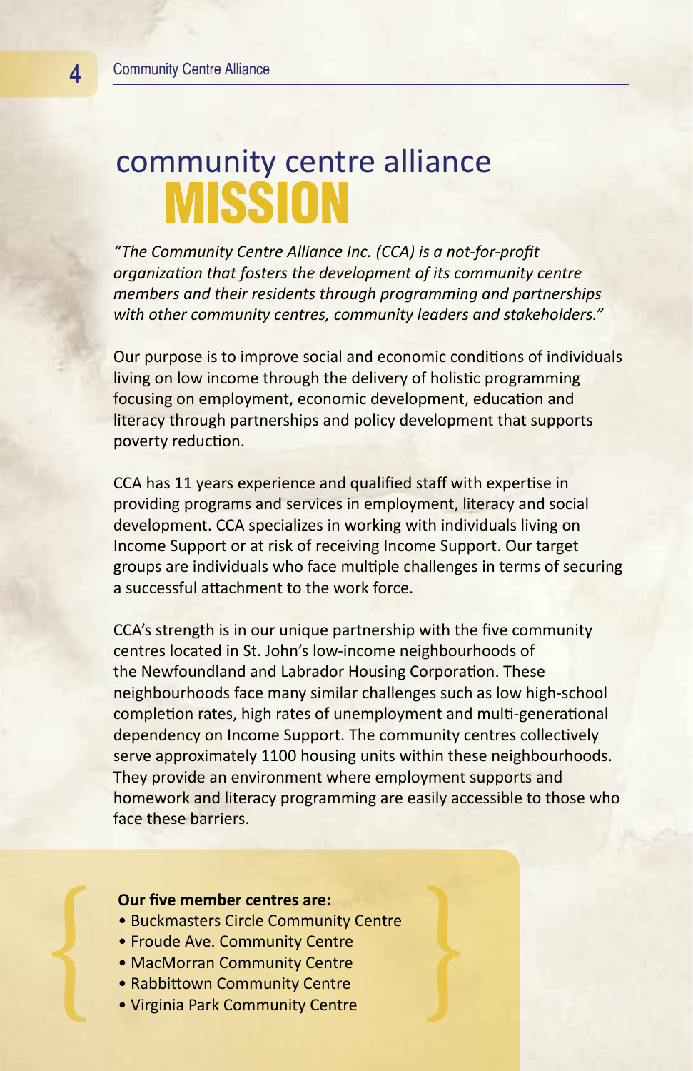# community centre alliance MISSION

*"The Community Centre Alliance Inc. (CCA) is a not-for-profit organization that fosters the development of its community centre members and their residents through programming and partnerships with other community centres, community leaders and stakeholders."*

Our purpose is to improve social and economic conditions of individuals living on low income through the delivery of holistic programming focusing on employment, economic development, education and literacy through partnerships and policy development that supports poverty reduction.

CCA has 11 years experience and qualified staff with expertise in providing programs and services in employment, literacy and social development. CCA specializes in working with individuals living on Income Support or at risk of receiving Income Support. Our target groups are individuals who face multiple challenges in terms of securing a successful attachment to the work force.

CCA's strength is in our unique partnership with the five community centres located in St. John's low-income neighbourhoods of the Newfoundland and Labrador Housing Corporation. These neighbourhoods face many similar challenges such as low high-school completion rates, high rates of unemployment and multi-generational dependency on Income Support. The community centres collectively serve approximately 1100 housing units within these neighbourhoods. They provide an environment where employment supports and homework and literacy programming are easily accessible to those who face these barriers.

**Our five member centres are:**

- Buckmasters Circle Community Centre
- Froude Ave. Community Centre
- MacMorran Community Centre
- Rabbittown Community Centre
- Virginia Park Community Centre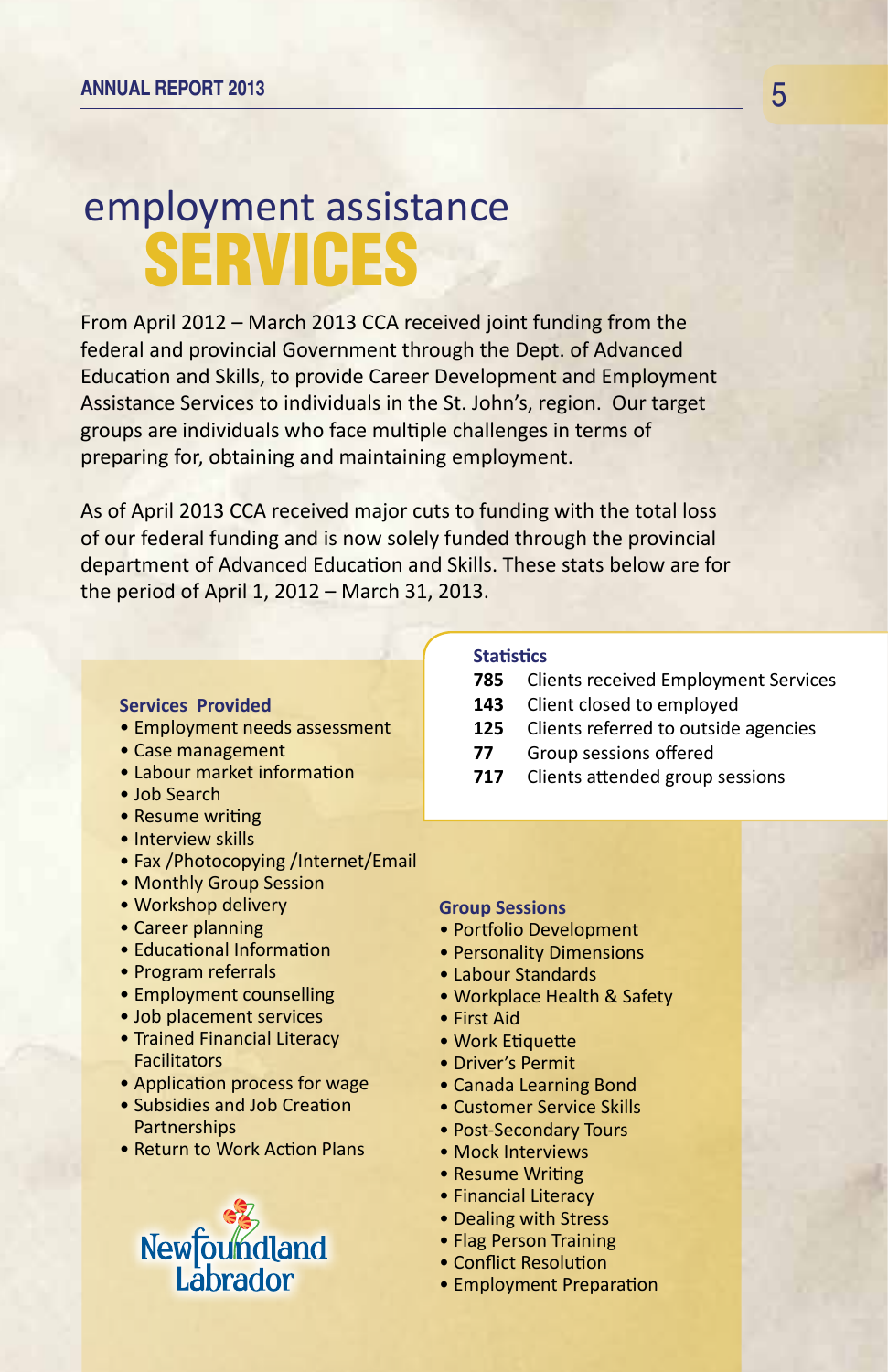# employment assistance SERVICES

From April 2012 – March 2013 CCA received joint funding from the federal and provincial Government through the Dept. of Advanced Education and Skills, to provide Career Development and Employment Assistance Services to individuals in the St. John's, region. Our target groups are individuals who face multiple challenges in terms of preparing for, obtaining and maintaining employment.

As of April 2013 CCA received major cuts to funding with the total loss of our federal funding and is now solely funded through the provincial department of Advanced Education and Skills. These stats below are for the period of April 1, 2012 – March 31, 2013.

### Statistics

| | |
|---|---|
| **785** | Clients received Employment Services |
| **143** | Client closed to employed |
| **125** | Clients referred to outside agencies |
| **77** | Group sessions offered |
| **717** | Clients attended group sessions |

### Services Provided

- Employment needs assessment
- Case management
- Labour market information
- Job Search
- Resume writing
- Interview skills
- Fax /Photocopying /Internet/Email
- Monthly Group Session
- Workshop delivery
- Career planning
- Educational Information
- Program referrals
- Employment counselling
- Job placement services
- Trained Financial Literacy Facilitators
- Application process for wage
- Subsidies and Job Creation Partnerships
- Return to Work Action Plans

Newfoundland Labrador

### Group Sessions

- Portfolio Development
- Personality Dimensions
- Labour Standards
- Workplace Health & Safety
- First Aid
- Work Etiquette
- Driver's Permit
- Canada Learning Bond
- Customer Service Skills
- Post-Secondary Tours
- Mock Interviews
- Resume Writing
- Financial Literacy
- Dealing with Stress
- Flag Person Training
- Conflict Resolution
- Employment Preparation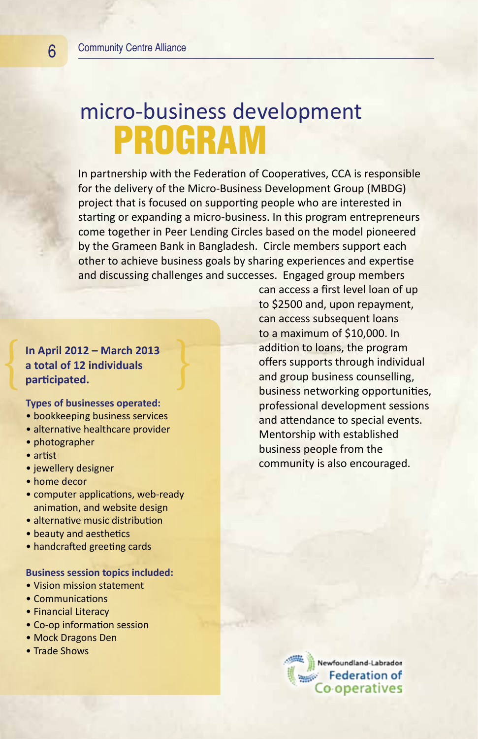# micro-business development PROGRAM

In partnership with the Federation of Cooperatives, CCA is responsible for the delivery of the Micro-Business Development Group (MBDG) project that is focused on supporting people who are interested in starting or expanding a micro-business. In this program entrepreneurs come together in Peer Lending Circles based on the model pioneered by the Grameen Bank in Bangladesh. Circle members support each other to achieve business goals by sharing experiences and expertise and discussing challenges and successes. Engaged group members can access a first level loan of up to $2500 and, upon repayment, can access subsequent loans to a maximum of $10,000. In addition to loans, the program offers supports through individual and group business counselling, business networking opportunities, professional development sessions and attendance to special events. Mentorship with established business people from the community is also encouraged.

**In April 2012 – March 2013 a total of 12 individuals participated.**

**Types of businesses operated:**

- bookkeeping business services
- alternative healthcare provider
- photographer
- artist
- jewellery designer
- home decor
- computer applications, web-ready animation, and website design
- alternative music distribution
- beauty and aesthetics
- handcrafted greeting cards

**Business session topics included:**

- Vision mission statement
- Communications
- Financial Literacy
- Co-op information session
- Mock Dragons Den
- Trade Shows

Newfoundland-Labrador Federation of Co-operatives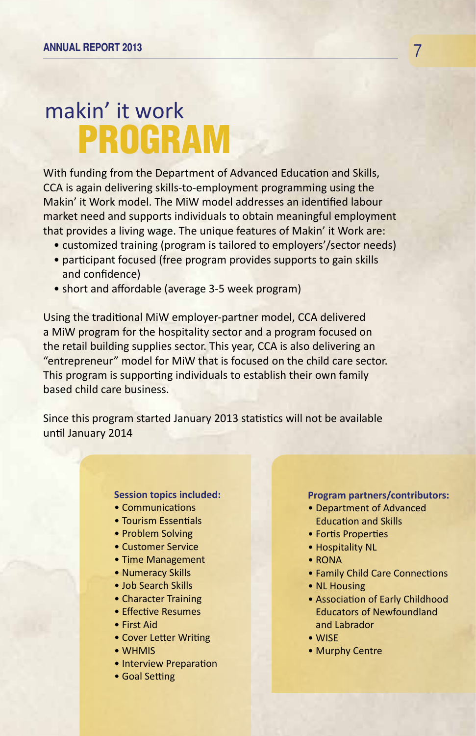# makin' it work PROGRAM

With funding from the Department of Advanced Education and Skills, CCA is again delivering skills-to-employment programming using the Makin' it Work model. The MiW model addresses an identified labour market need and supports individuals to obtain meaningful employment that provides a living wage. The unique features of Makin' it Work are:

- customized training (program is tailored to employers'/sector needs)
- participant focused (free program provides supports to gain skills and confidence)
- short and affordable (average 3-5 week program)

Using the traditional MiW employer-partner model, CCA delivered a MiW program for the hospitality sector and a program focused on the retail building supplies sector. This year, CCA is also delivering an "entrepreneur" model for MiW that is focused on the child care sector. This program is supporting individuals to establish their own family based child care business.

Since this program started January 2013 statistics will not be available until January 2014

**Session topics included:**

- Communications
- Tourism Essentials
- Problem Solving
- Customer Service
- Time Management
- Numeracy Skills
- Job Search Skills
- Character Training
- Effective Resumes
- First Aid
- Cover Letter Writing
- WHMIS
- Interview Preparation
- Goal Setting

**Program partners/contributors:**

- Department of Advanced Education and Skills
- Fortis Properties
- Hospitality NL
- RONA
- Family Child Care Connections
- NL Housing
- Association of Early Childhood Educators of Newfoundland and Labrador
- WISE
- Murphy Centre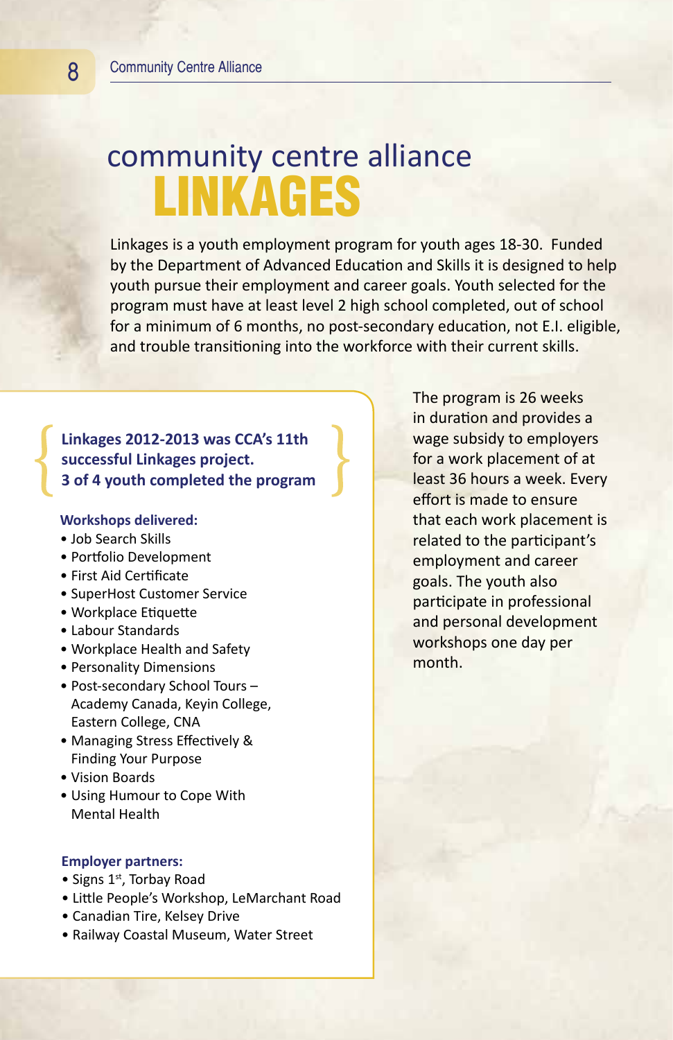# community centre alliance LINKAGES

Linkages is a youth employment program for youth ages 18-30. Funded by the Department of Advanced Education and Skills it is designed to help youth pursue their employment and career goals. Youth selected for the program must have at least level 2 high school completed, out of school for a minimum of 6 months, no post-secondary education, not E.I. eligible, and trouble transitioning into the workforce with their current skills.

The program is 26 weeks in duration and provides a wage subsidy to employers for a work placement of at least 36 hours a week. Every effort is made to ensure that each work placement is related to the participant's employment and career goals. The youth also participate in professional and personal development workshops one day per month.

**Linkages 2012-2013 was CCA's 11th successful Linkages project.**
**3 of 4 youth completed the program**

**Workshops delivered:**

- Job Search Skills
- Portfolio Development
- First Aid Certificate
- SuperHost Customer Service
- Workplace Etiquette
- Labour Standards
- Workplace Health and Safety
- Personality Dimensions
- Post-secondary School Tours – Academy Canada, Keyin College, Eastern College, CNA
- Managing Stress Effectively & Finding Your Purpose
- Vision Boards
- Using Humour to Cope With Mental Health

**Employer partners:**

- Signs 1st, Torbay Road
- Little People's Workshop, LeMarchant Road
- Canadian Tire, Kelsey Drive
- Railway Coastal Museum, Water Street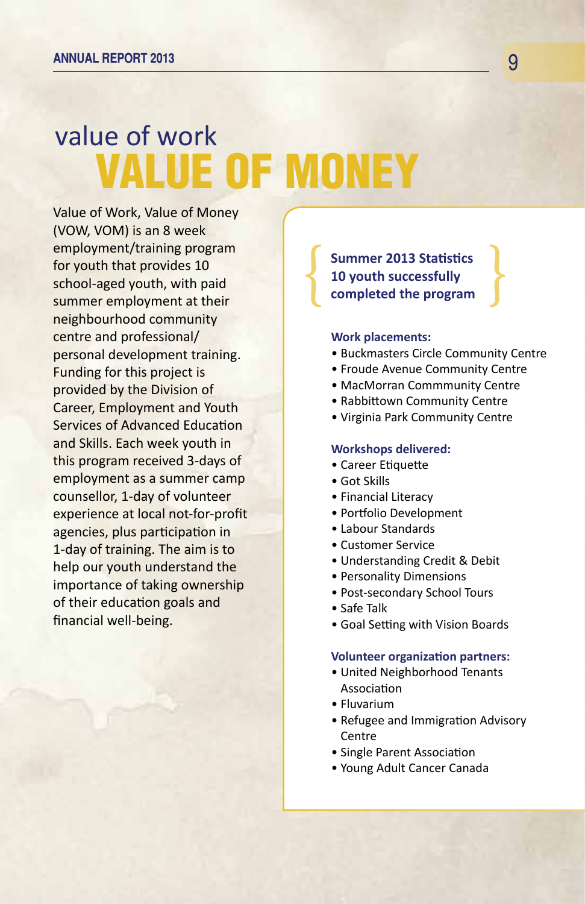# value of work VALUE OF MONEY

Value of Work, Value of Money (VOW, VOM) is an 8 week employment/training program for youth that provides 10 school-aged youth, with paid summer employment at their neighbourhood community centre and professional/ personal development training. Funding for this project is provided by the Division of Career, Employment and Youth Services of Advanced Education and Skills. Each week youth in this program received 3-days of employment as a summer camp counsellor, 1-day of volunteer experience at local not-for-profit agencies, plus participation in 1-day of training. The aim is to help our youth understand the importance of taking ownership of their education goals and financial well-being.

**Summer 2013 Statistics**
**10 youth successfully completed the program**

**Work placements:**

- Buckmasters Circle Community Centre
- Froude Avenue Community Centre
- MacMorran Commmunity Centre
- Rabbittown Community Centre
- Virginia Park Community Centre

**Workshops delivered:**

- Career Etiquette
- Got Skills
- Financial Literacy
- Portfolio Development
- Labour Standards
- Customer Service
- Understanding Credit & Debit
- Personality Dimensions
- Post-secondary School Tours
- Safe Talk
- Goal Setting with Vision Boards

**Volunteer organization partners:**

- United Neighborhood Tenants Association
- Fluvarium
- Refugee and Immigration Advisory Centre
- Single Parent Association
- Young Adult Cancer Canada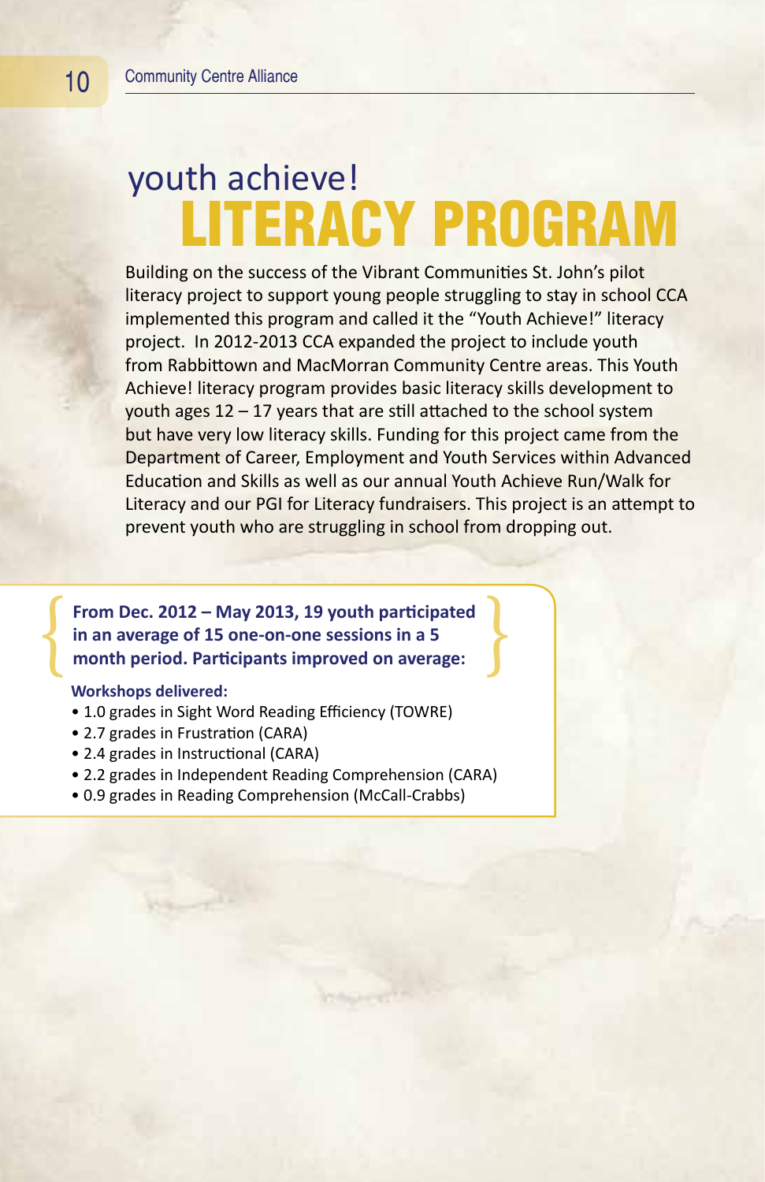# youth achieve! LITERACY PROGRAM

Building on the success of the Vibrant Communities St. John's pilot literacy project to support young people struggling to stay in school CCA implemented this program and called it the "Youth Achieve!" literacy project. In 2012-2013 CCA expanded the project to include youth from Rabbittown and MacMorran Community Centre areas. This Youth Achieve! literacy program provides basic literacy skills development to youth ages 12 – 17 years that are still attached to the school system but have very low literacy skills. Funding for this project came from the Department of Career, Employment and Youth Services within Advanced Education and Skills as well as our annual Youth Achieve Run/Walk for Literacy and our PGI for Literacy fundraisers. This project is an attempt to prevent youth who are struggling in school from dropping out.

**From Dec. 2012 – May 2013, 19 youth participated in an average of 15 one-on-one sessions in a 5 month period. Participants improved on average:**

**Workshops delivered:**

- 1.0 grades in Sight Word Reading Efficiency (TOWRE)
- 2.7 grades in Frustration (CARA)
- 2.4 grades in Instructional (CARA)
- 2.2 grades in Independent Reading Comprehension (CARA)
- 0.9 grades in Reading Comprehension (McCall-Crabbs)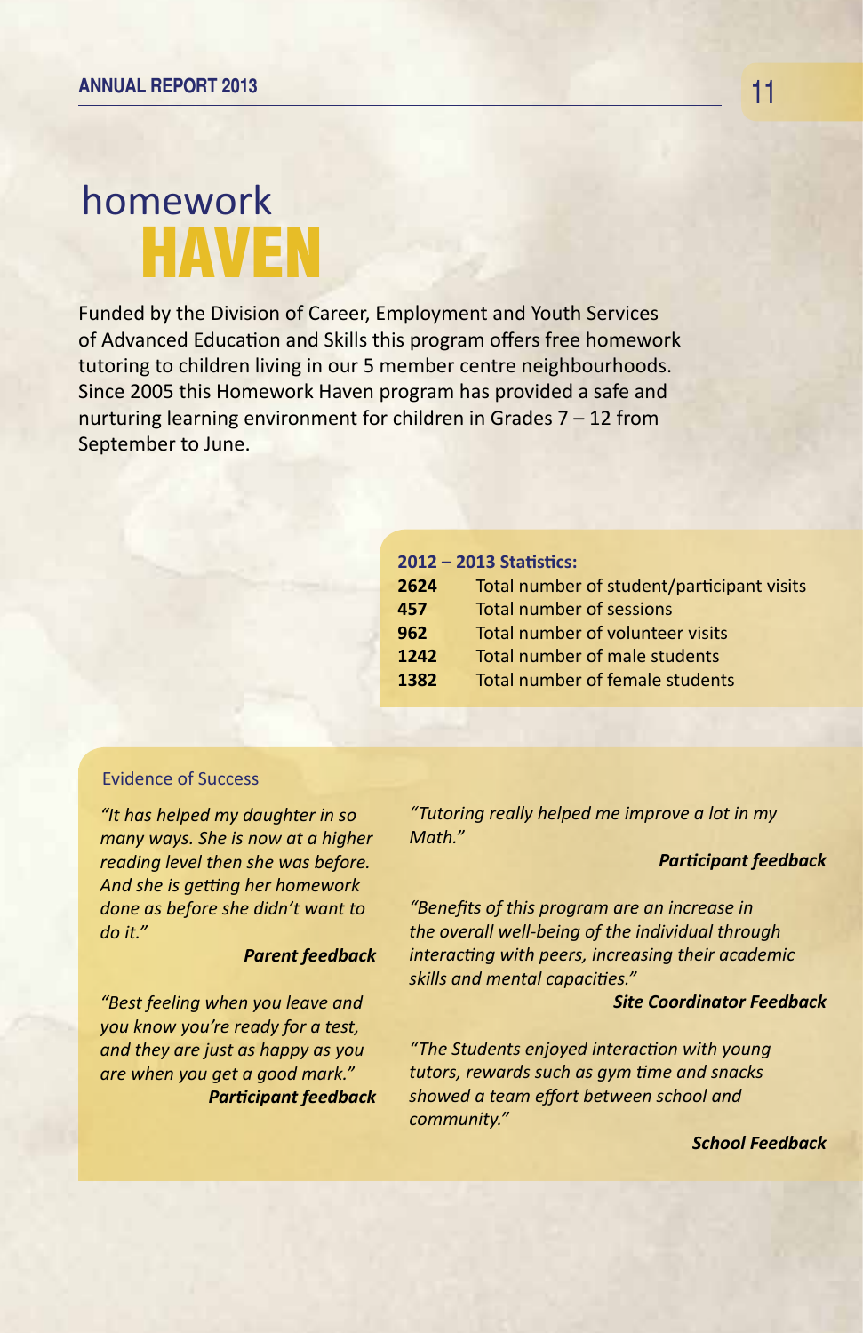# homework HAVEN

Funded by the Division of Career, Employment and Youth Services of Advanced Education and Skills this program offers free homework tutoring to children living in our 5 member centre neighbourhoods. Since 2005 this Homework Haven program has provided a safe and nurturing learning environment for children in Grades 7 – 12 from September to June.

**2012 – 2013 Statistics:**

| | |
|---|---|
| **2624** | Total number of student/participant visits |
| **457** | Total number of sessions |
| **962** | Total number of volunteer visits |
| **1242** | Total number of male students |
| **1382** | Total number of female students |

## Evidence of Success

*"It has helped my daughter in so many ways. She is now at a higher reading level then she was before. And she is getting her homework done as before she didn't want to do it."*

***Parent feedback***

*"Best feeling when you leave and you know you're ready for a test, and they are just as happy as you are when you get a good mark."*

***Participant feedback***

*"Tutoring really helped me improve a lot in my Math."*

***Participant feedback***

*"Benefits of this program are an increase in the overall well-being of the individual through interacting with peers, increasing their academic skills and mental capacities."*

***Site Coordinator Feedback***

*"The Students enjoyed interaction with young tutors, rewards such as gym time and snacks showed a team effort between school and community."*

***School Feedback***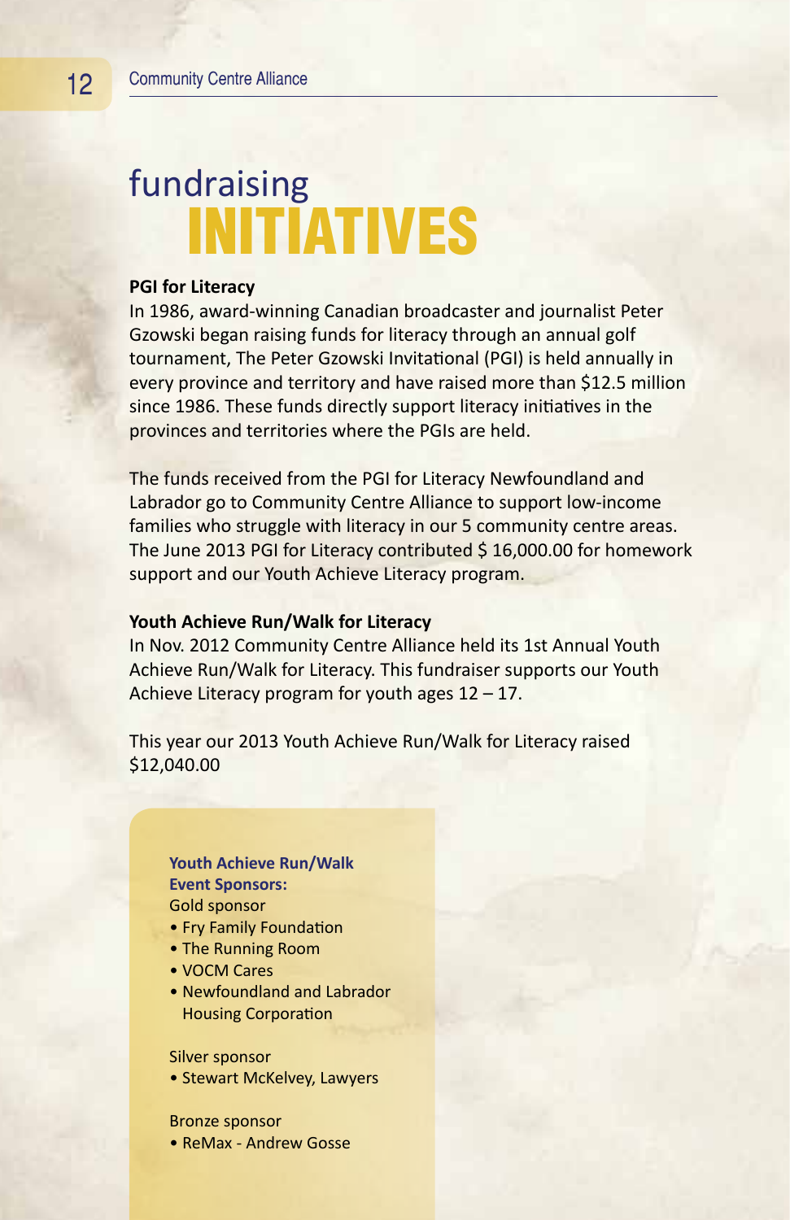# fundraising INITIATIVES

**PGI for Literacy**

In 1986, award-winning Canadian broadcaster and journalist Peter Gzowski began raising funds for literacy through an annual golf tournament, The Peter Gzowski Invitational (PGI) is held annually in every province and territory and have raised more than $12.5 million since 1986. These funds directly support literacy initiatives in the provinces and territories where the PGIs are held.

The funds received from the PGI for Literacy Newfoundland and Labrador go to Community Centre Alliance to support low-income families who struggle with literacy in our 5 community centre areas. The June 2013 PGI for Literacy contributed $ 16,000.00 for homework support and our Youth Achieve Literacy program.

**Youth Achieve Run/Walk for Literacy**

In Nov. 2012 Community Centre Alliance held its 1st Annual Youth Achieve Run/Walk for Literacy. This fundraiser supports our Youth Achieve Literacy program for youth ages 12 – 17.

This year our 2013 Youth Achieve Run/Walk for Literacy raised $12,040.00

**Youth Achieve Run/Walk Event Sponsors:**

Gold sponsor

- Fry Family Foundation
- The Running Room
- VOCM Cares
- Newfoundland and Labrador Housing Corporation

Silver sponsor

- Stewart McKelvey, Lawyers

Bronze sponsor

- ReMax - Andrew Gosse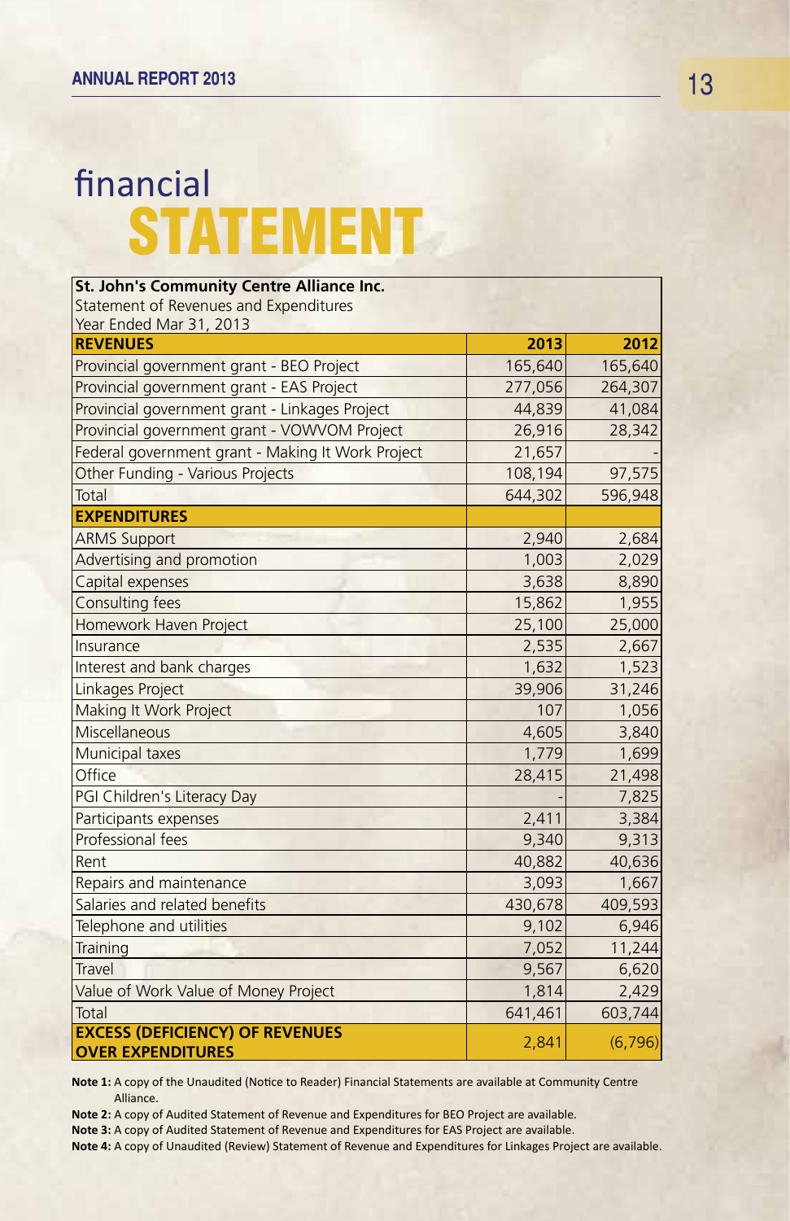# financial STATEMENT

| St. John's Community Centre Alliance Inc.<br>Statement of Revenues and Expenditures<br>Year Ended Mar 31, 2013 | | |
|---|---|---|
| **REVENUES** | **2013** | **2012** |
| Provincial government grant - BEO Project | 165,640 | 165,640 |
| Provincial government grant - EAS Project | 277,056 | 264,307 |
| Provincial government grant - Linkages Project | 44,839 | 41,084 |
| Provincial government grant - VOWVOM Project | 26,916 | 28,342 |
| Federal government grant - Making It Work Project | 21,657 | - |
| Other Funding - Various Projects | 108,194 | 97,575 |
| Total | 644,302 | 596,948 |
| **EXPENDITURES** | | |
| ARMS Support | 2,940 | 2,684 |
| Advertising and promotion | 1,003 | 2,029 |
| Capital expenses | 3,638 | 8,890 |
| Consulting fees | 15,862 | 1,955 |
| Homework Haven Project | 25,100 | 25,000 |
| Insurance | 2,535 | 2,667 |
| Interest and bank charges | 1,632 | 1,523 |
| Linkages Project | 39,906 | 31,246 |
| Making It Work Project | 107 | 1,056 |
| Miscellaneous | 4,605 | 3,840 |
| Municipal taxes | 1,779 | 1,699 |
| Office | 28,415 | 21,498 |
| PGI Children's Literacy Day | - | 7,825 |
| Participants expenses | 2,411 | 3,384 |
| Professional fees | 9,340 | 9,313 |
| Rent | 40,882 | 40,636 |
| Repairs and maintenance | 3,093 | 1,667 |
| Salaries and related benefits | 430,678 | 409,593 |
| Telephone and utilities | 9,102 | 6,946 |
| Training | 7,052 | 11,244 |
| Travel | 9,567 | 6,620 |
| Value of Work Value of Money Project | 1,814 | 2,429 |
| Total | 641,461 | 603,744 |
| **EXCESS (DEFICIENCY) OF REVENUES OVER EXPENDITURES** | 2,841 | (6,796) |

**Note 1:** A copy of the Unaudited (Notice to Reader) Financial Statements are available at Community Centre Alliance.

**Note 2:** A copy of Audited Statement of Revenue and Expenditures for BEO Project are available.

**Note 3:** A copy of Audited Statement of Revenue and Expenditures for EAS Project are available.

**Note 4:** A copy of Unaudited (Review) Statement of Revenue and Expenditures for Linkages Project are available.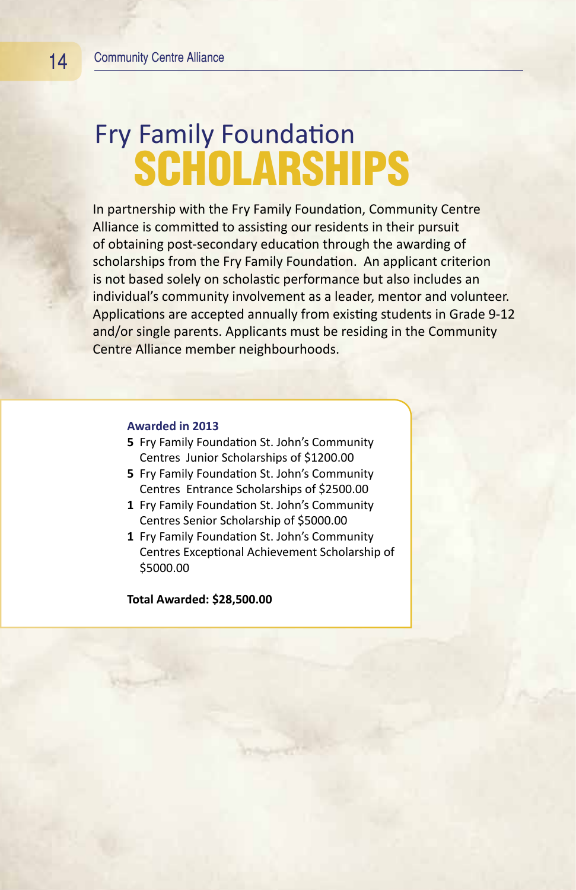# Fry Family Foundation SCHOLARSHIPS

In partnership with the Fry Family Foundation, Community Centre Alliance is committed to assisting our residents in their pursuit of obtaining post-secondary education through the awarding of scholarships from the Fry Family Foundation. An applicant criterion is not based solely on scholastic performance but also includes an individual's community involvement as a leader, mentor and volunteer. Applications are accepted annually from existing students in Grade 9-12 and/or single parents. Applicants must be residing in the Community Centre Alliance member neighbourhoods.

**Awarded in 2013**

- **5** Fry Family Foundation St. John's Community Centres Junior Scholarships of $1200.00
- **5** Fry Family Foundation St. John's Community Centres Entrance Scholarships of $2500.00
- **1** Fry Family Foundation St. John's Community Centres Senior Scholarship of $5000.00
- **1** Fry Family Foundation St. John's Community Centres Exceptional Achievement Scholarship of $5000.00

**Total Awarded: $28,500.00**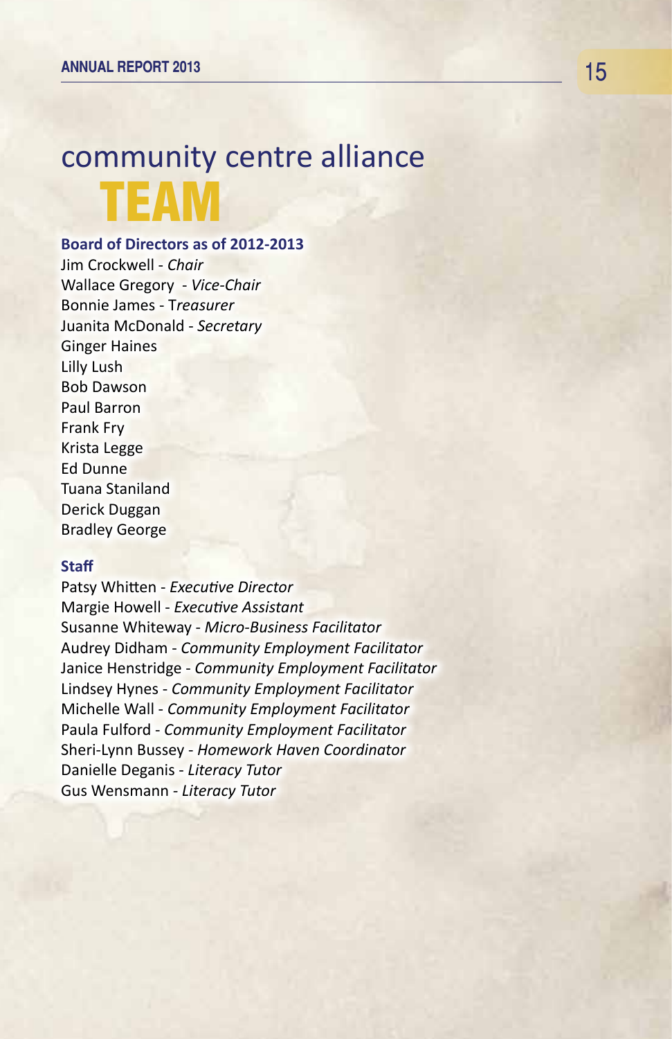# community centre alliance TEAM

**Board of Directors as of 2012-2013**

Jim Crockwell - *Chair*
Wallace Gregory - *Vice-Chair*
Bonnie James - T*reasurer*
Juanita McDonald - *Secretary*
Ginger Haines
Lilly Lush
Bob Dawson
Paul Barron
Frank Fry
Krista Legge
Ed Dunne
Tuana Staniland
Derick Duggan
Bradley George

**Staff**

Patsy Whitten - *Executive Director*
Margie Howell - *Executive Assistant*
Susanne Whiteway - *Micro-Business Facilitator*
Audrey Didham - *Community Employment Facilitator*
Janice Henstridge - *Community Employment Facilitator*
Lindsey Hynes - *Community Employment Facilitator*
Michelle Wall - *Community Employment Facilitator*
Paula Fulford - *Community Employment Facilitator*
Sheri-Lynn Bussey - *Homework Haven Coordinator*
Danielle Deganis - *Literacy Tutor*
Gus Wensmann - *Literacy Tutor*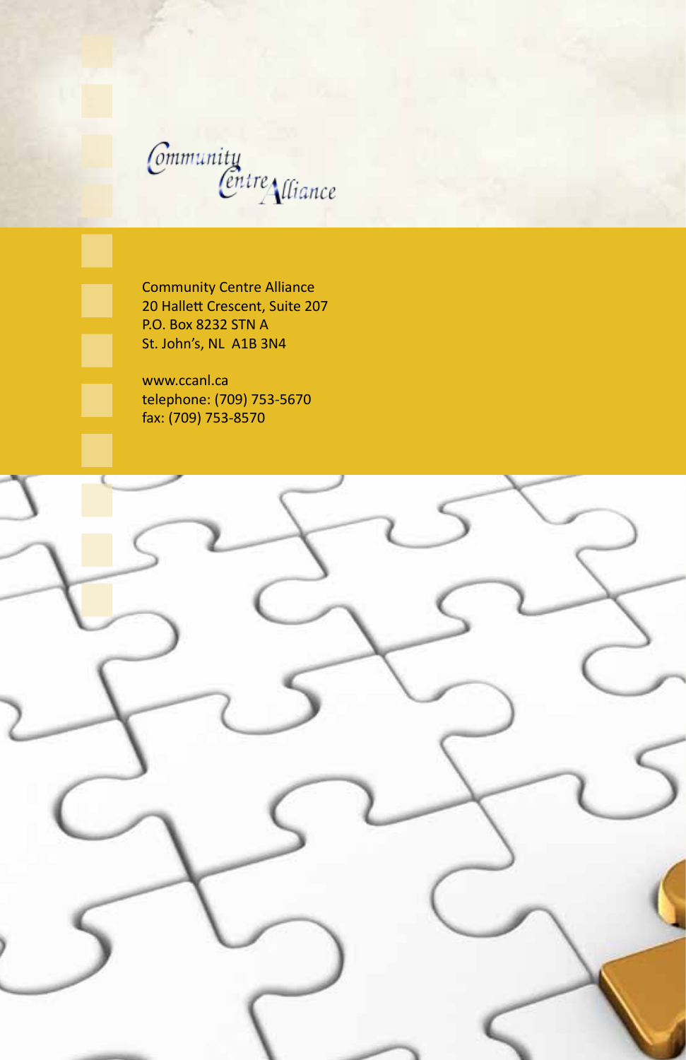Community Centre Alliance

Community Centre Alliance
20 Hallett Crescent, Suite 207
P.O. Box 8232 STN A
St. John's, NL A1B 3N4

www.ccanl.ca
telephone: (709) 753-5670
fax: (709) 753-8570